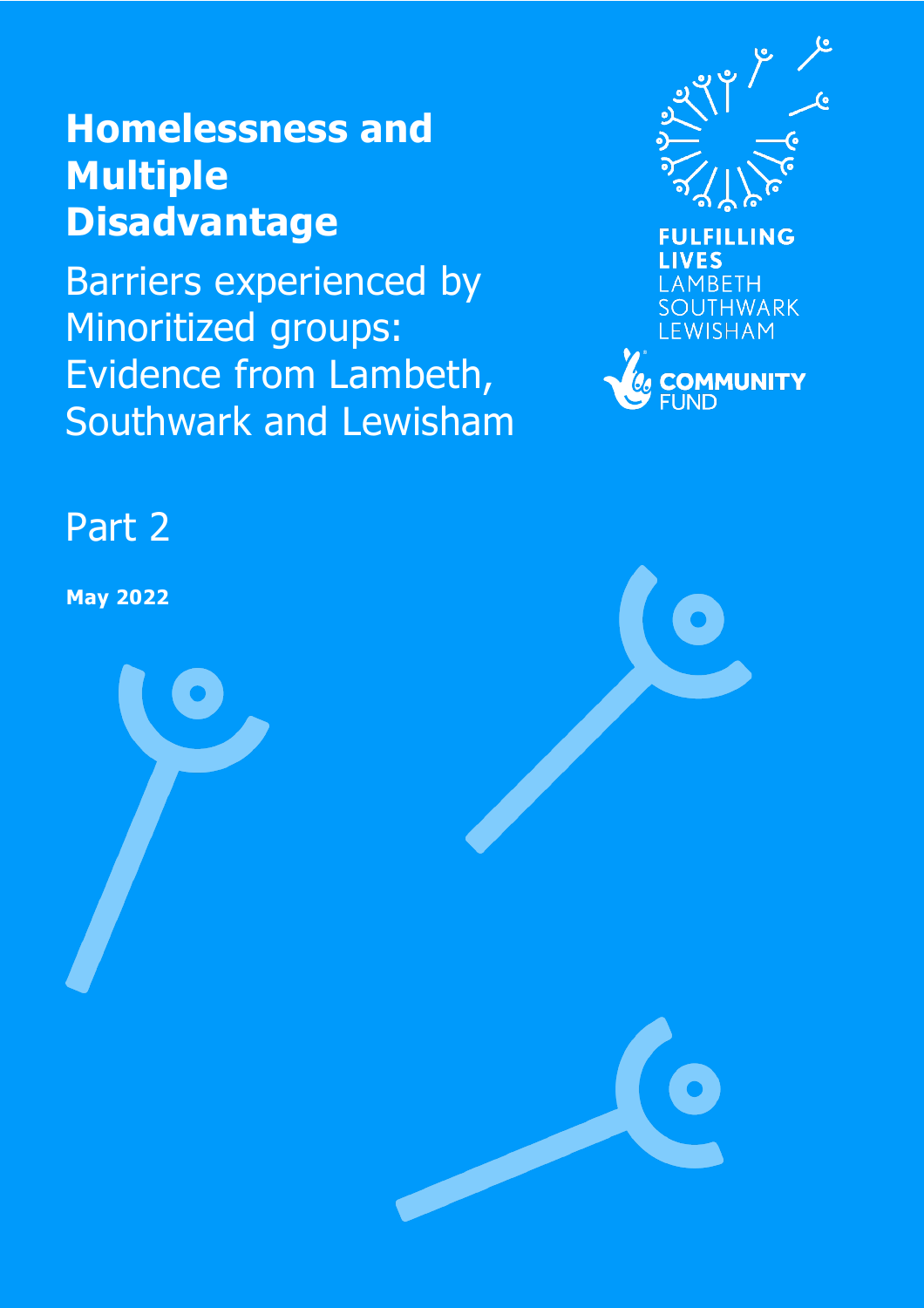# Homelessness and Multiple Disadvantage

## Barriers experienced by Minoritized groups: Evidence from Lambeth, Southwark and Lewisham

FULFILLING LIVES
LAMBETH
SOUTHWARK
LEWISHAM

COMMUNITY FUND

Part 2

**May 2022**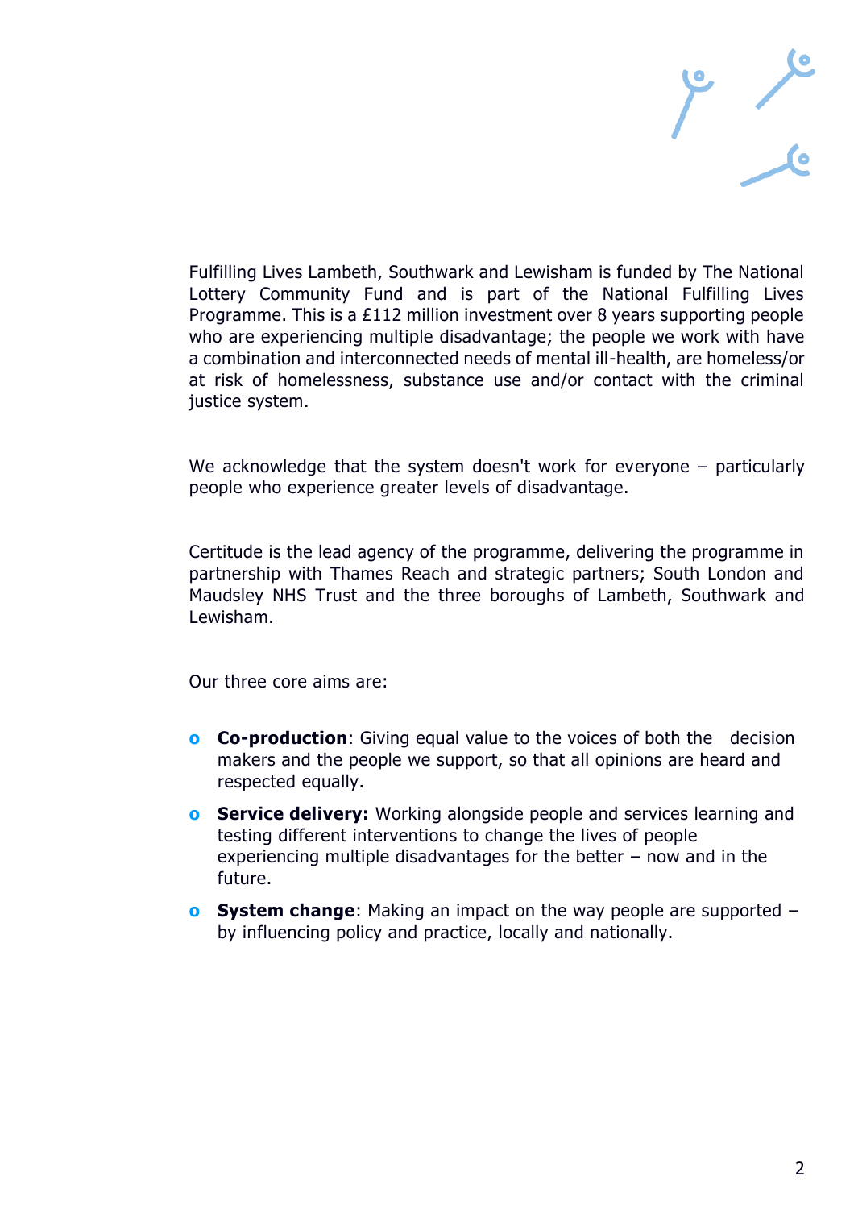Fulfilling Lives Lambeth, Southwark and Lewisham is funded by The National Lottery Community Fund and is part of the National Fulfilling Lives Programme. This is a £112 million investment over 8 years supporting people who are experiencing multiple disadvantage; the people we work with have a combination and interconnected needs of mental ill-health, are homeless/or at risk of homelessness, substance use and/or contact with the criminal justice system.

We acknowledge that the system doesn't work for everyone – particularly people who experience greater levels of disadvantage.

Certitude is the lead agency of the programme, delivering the programme in partnership with Thames Reach and strategic partners; South London and Maudsley NHS Trust and the three boroughs of Lambeth, Southwark and Lewisham.

Our three core aims are:

- **Co-production**: Giving equal value to the voices of both the decision makers and the people we support, so that all opinions are heard and respected equally.
- **Service delivery:** Working alongside people and services learning and testing different interventions to change the lives of people experiencing multiple disadvantages for the better – now and in the future.
- **System change**: Making an impact on the way people are supported – by influencing policy and practice, locally and nationally.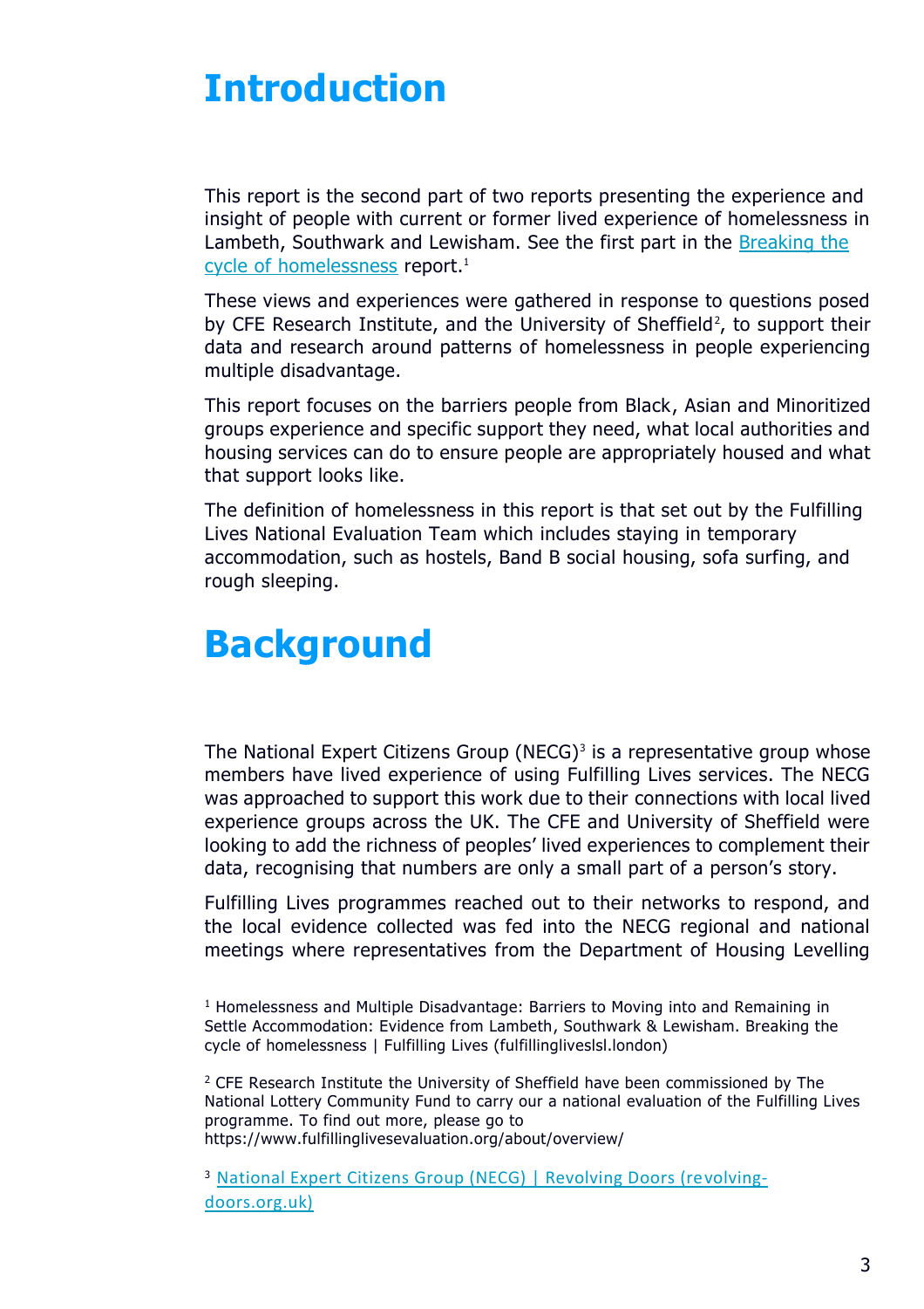# Introduction

This report is the second part of two reports presenting the experience and insight of people with current or former lived experience of homelessness in Lambeth, Southwark and Lewisham. See the first part in the Breaking the cycle of homelessness report.[1]

These views and experiences were gathered in response to questions posed by CFE Research Institute, and the University of Sheffield[2], to support their data and research around patterns of homelessness in people experiencing multiple disadvantage.

This report focuses on the barriers people from Black, Asian and Minoritized groups experience and specific support they need, what local authorities and housing services can do to ensure people are appropriately housed and what that support looks like.

The definition of homelessness in this report is that set out by the Fulfilling Lives National Evaluation Team which includes staying in temporary accommodation, such as hostels, Band B social housing, sofa surfing, and rough sleeping.

# Background

The National Expert Citizens Group (NECG)[3] is a representative group whose members have lived experience of using Fulfilling Lives services. The NECG was approached to support this work due to their connections with local lived experience groups across the UK. The CFE and University of Sheffield were looking to add the richness of peoples' lived experiences to complement their data, recognising that numbers are only a small part of a person's story.

Fulfilling Lives programmes reached out to their networks to respond, and the local evidence collected was fed into the NECG regional and national meetings where representatives from the Department of Housing Levelling

[1] Homelessness and Multiple Disadvantage: Barriers to Moving into and Remaining in Settle Accommodation: Evidence from Lambeth, Southwark & Lewisham. Breaking the cycle of homelessness | Fulfilling Lives (fulfillinglivesisl.london)

[2] CFE Research Institute the University of Sheffield have been commissioned by The National Lottery Community Fund to carry our a national evaluation of the Fulfilling Lives programme. To find out more, please go to https://www.fulfillinglivesevaluation.org/about/overview/

[3] National Expert Citizens Group (NECG) | Revolving Doors (revolving-doors.org.uk)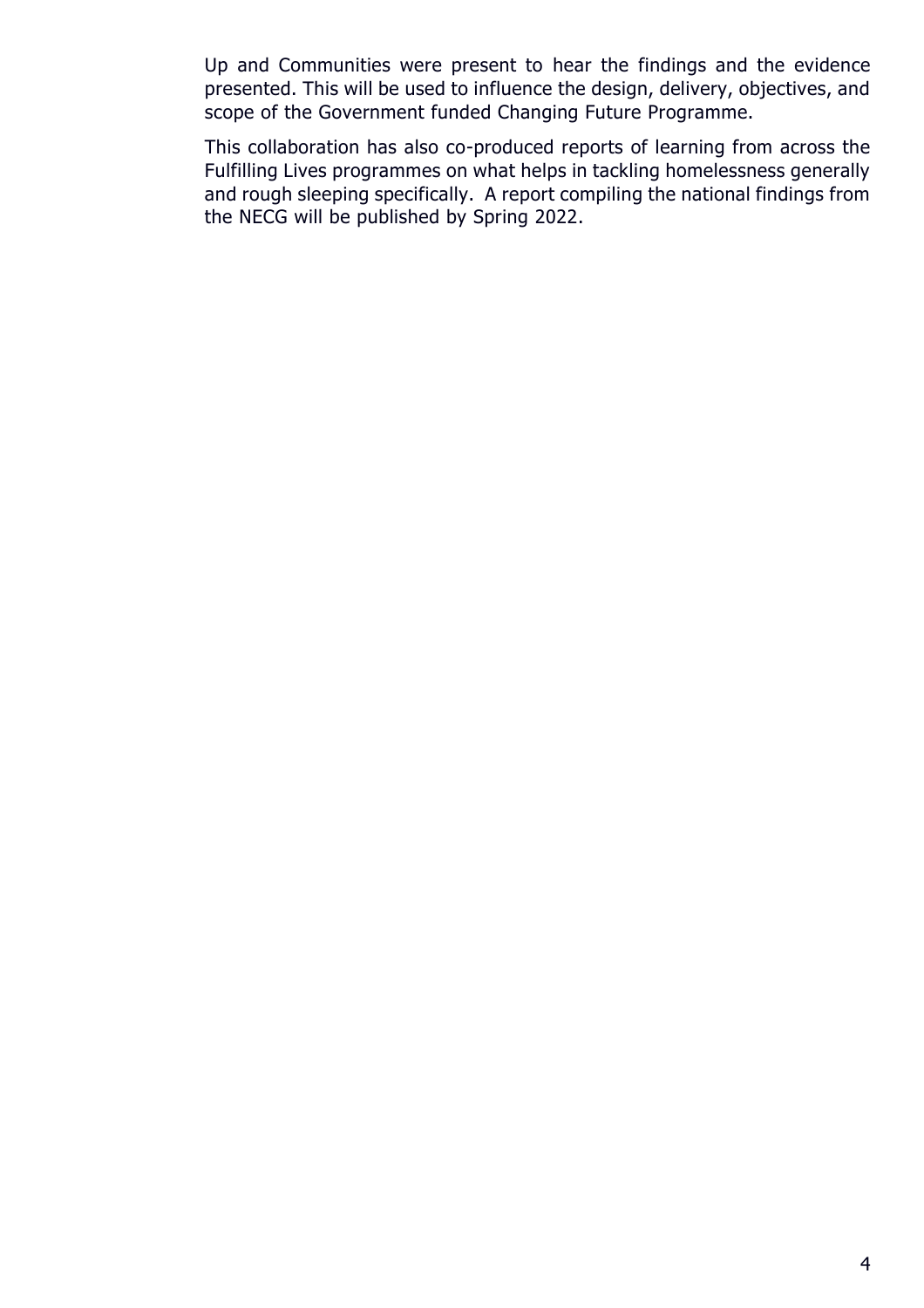Up and Communities were present to hear the findings and the evidence presented. This will be used to influence the design, delivery, objectives, and scope of the Government funded Changing Future Programme.

This collaboration has also co-produced reports of learning from across the Fulfilling Lives programmes on what helps in tackling homelessness generally and rough sleeping specifically. A report compiling the national findings from the NECG will be published by Spring 2022.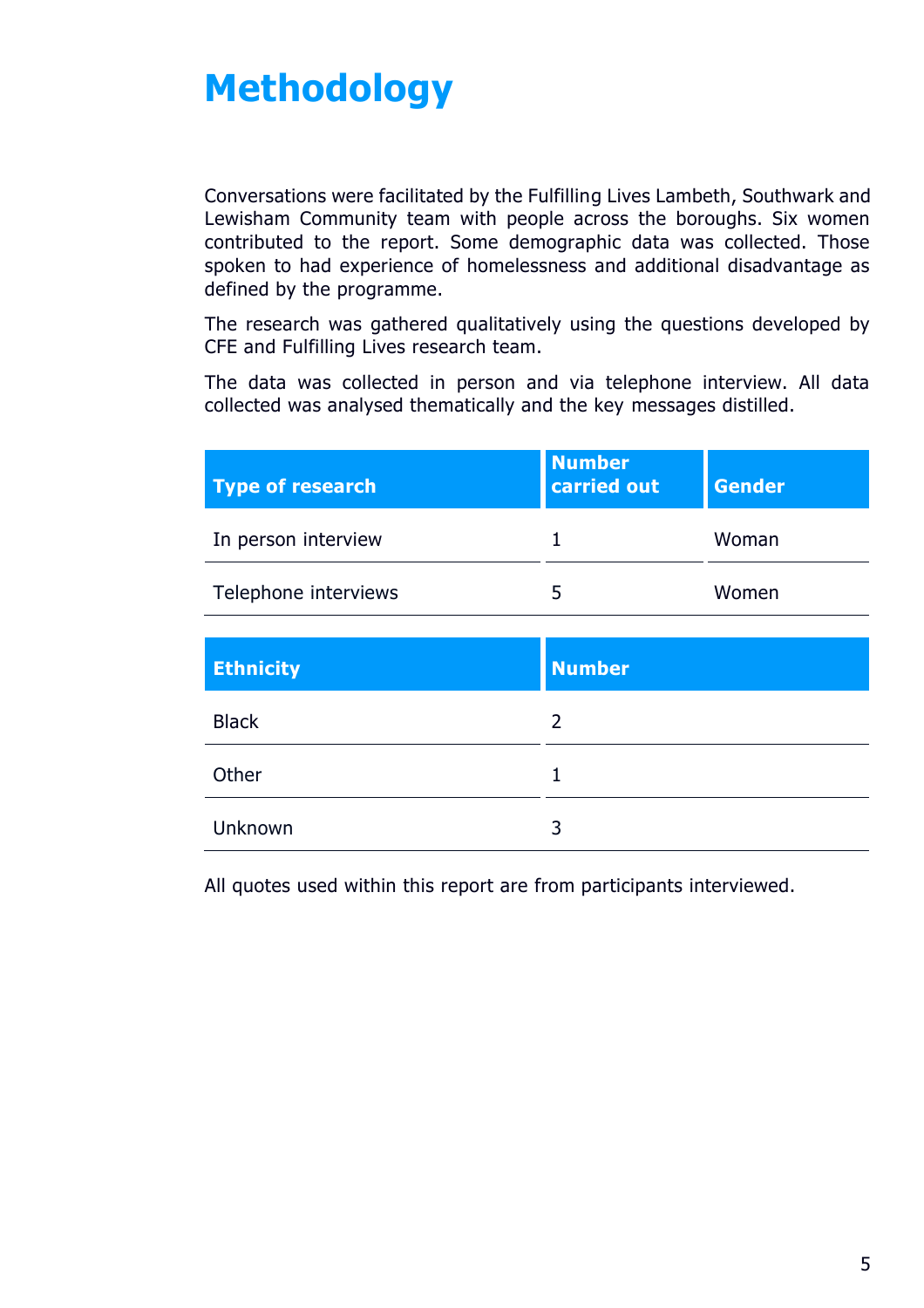# Methodology

Conversations were facilitated by the Fulfilling Lives Lambeth, Southwark and Lewisham Community team with people across the boroughs. Six women contributed to the report. Some demographic data was collected. Those spoken to had experience of homelessness and additional disadvantage as defined by the programme.

The research was gathered qualitatively using the questions developed by CFE and Fulfilling Lives research team.

The data was collected in person and via telephone interview. All data collected was analysed thematically and the key messages distilled.

| Type of research | Number carried out | Gender |
|---|---|---|
| In person interview | 1 | Woman |
| Telephone interviews | 5 | Women |

| Ethnicity | Number |
|---|---|
| Black | 2 |
| Other | 1 |
| Unknown | 3 |

All quotes used within this report are from participants interviewed.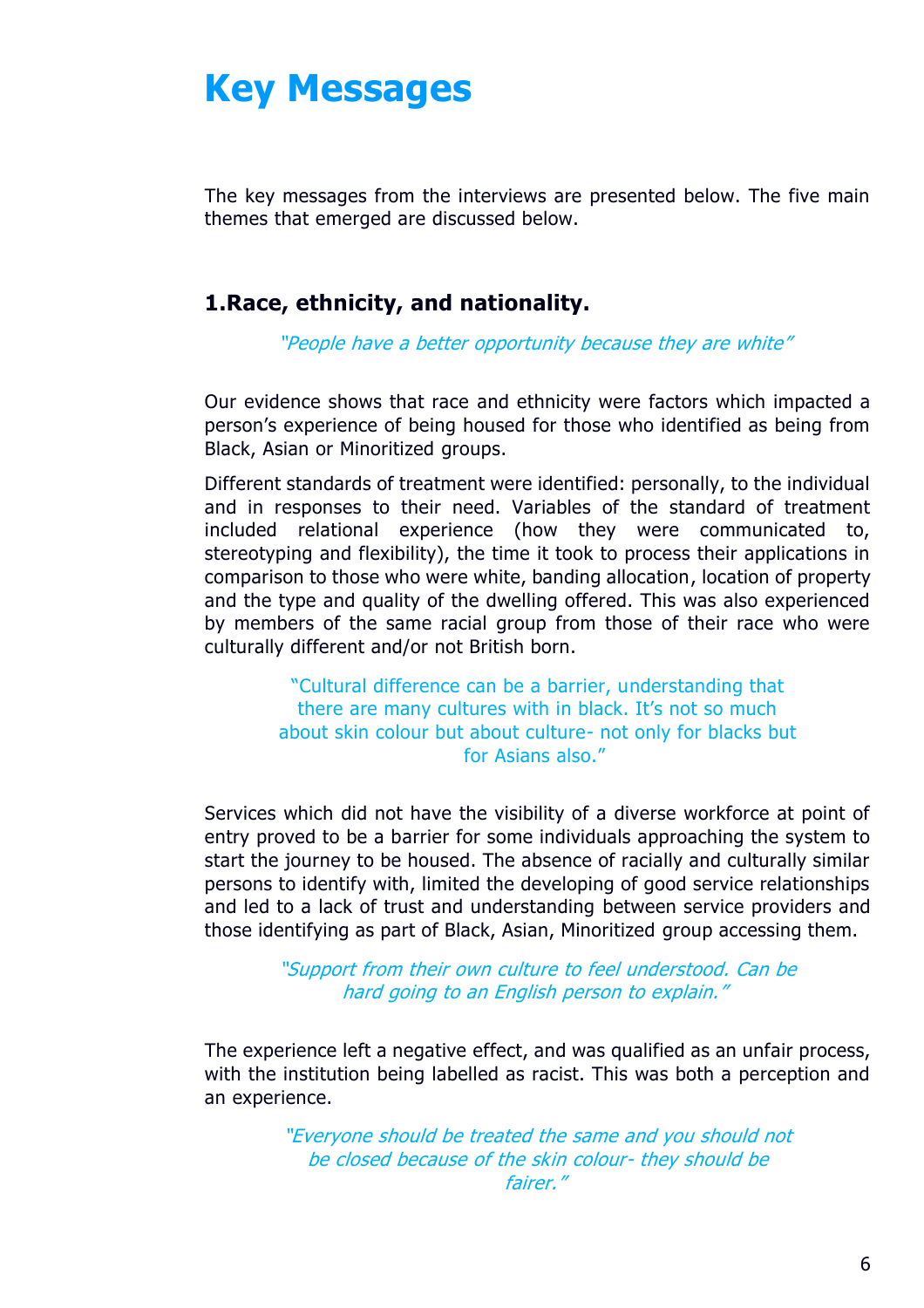# Key Messages

The key messages from the interviews are presented below. The five main themes that emerged are discussed below.

## 1.Race, ethnicity, and nationality.

*"People have a better opportunity because they are white"*

Our evidence shows that race and ethnicity were factors which impacted a person's experience of being housed for those who identified as being from Black, Asian or Minoritized groups.

Different standards of treatment were identified: personally, to the individual and in responses to their need. Variables of the standard of treatment included relational experience (how they were communicated to, stereotyping and flexibility), the time it took to process their applications in comparison to those who were white, banding allocation, location of property and the type and quality of the dwelling offered. This was also experienced by members of the same racial group from those of their race who were culturally different and/or not British born.

"Cultural difference can be a barrier, understanding that there are many cultures with in black. It's not so much about skin colour but about culture- not only for blacks but for Asians also."

Services which did not have the visibility of a diverse workforce at point of entry proved to be a barrier for some individuals approaching the system to start the journey to be housed. The absence of racially and culturally similar persons to identify with, limited the developing of good service relationships and led to a lack of trust and understanding between service providers and those identifying as part of Black, Asian, Minoritized group accessing them.

*"Support from their own culture to feel understood. Can be hard going to an English person to explain."*

The experience left a negative effect, and was qualified as an unfair process, with the institution being labelled as racist. This was both a perception and an experience.

*"Everyone should be treated the same and you should not be closed because of the skin colour- they should be fairer."*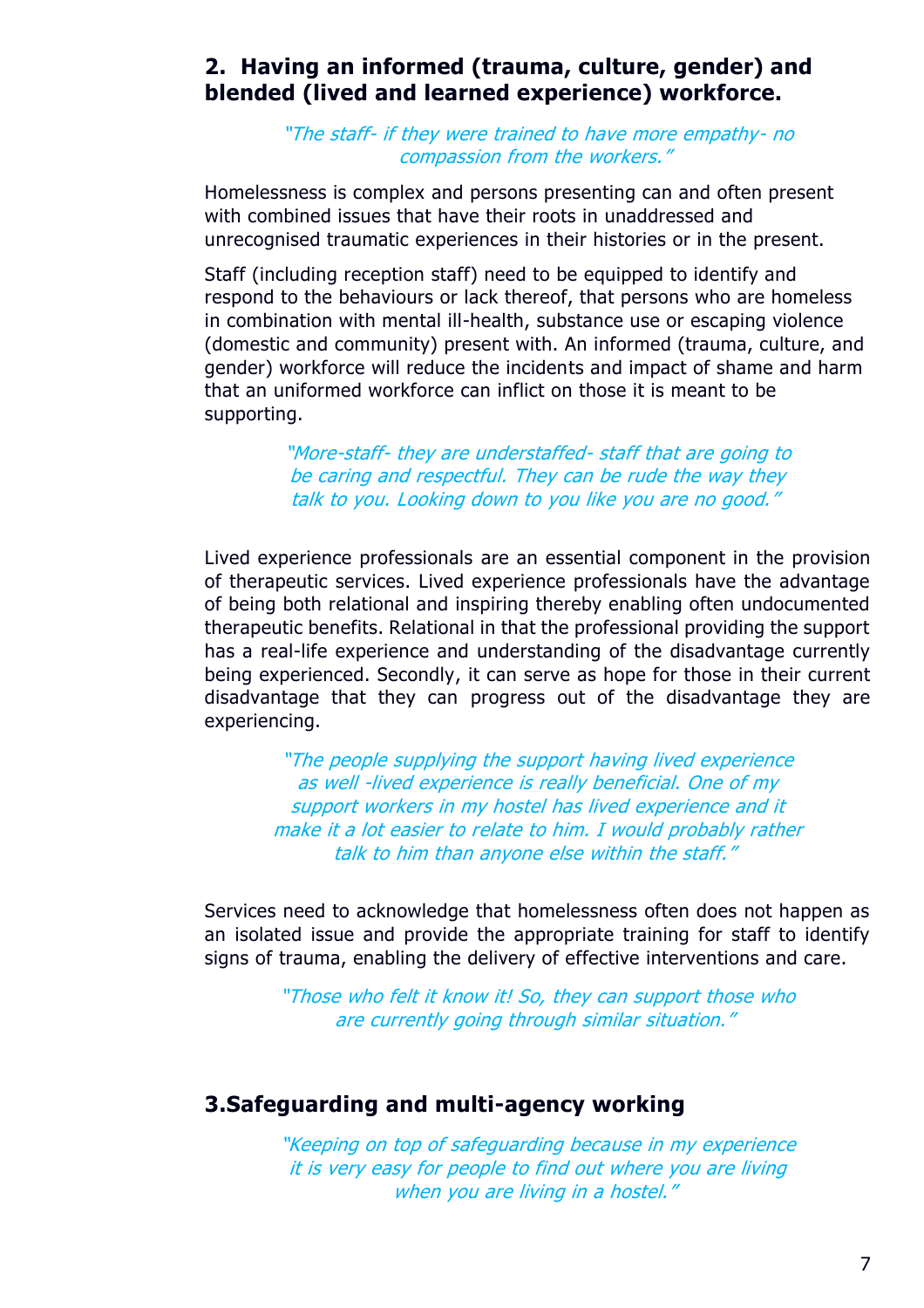## 2. Having an informed (trauma, culture, gender) and blended (lived and learned experience) workforce.

> *"The staff- if they were trained to have more empathy- no compassion from the workers."*

Homelessness is complex and persons presenting can and often present with combined issues that have their roots in unaddressed and unrecognised traumatic experiences in their histories or in the present.

Staff (including reception staff) need to be equipped to identify and respond to the behaviours or lack thereof, that persons who are homeless in combination with mental ill-health, substance use or escaping violence (domestic and community) present with. An informed (trauma, culture, and gender) workforce will reduce the incidents and impact of shame and harm that an uniformed workforce can inflict on those it is meant to be supporting.

> *"More-staff- they are understaffed- staff that are going to be caring and respectful. They can be rude the way they talk to you. Looking down to you like you are no good."*

Lived experience professionals are an essential component in the provision of therapeutic services. Lived experience professionals have the advantage of being both relational and inspiring thereby enabling often undocumented therapeutic benefits. Relational in that the professional providing the support has a real-life experience and understanding of the disadvantage currently being experienced. Secondly, it can serve as hope for those in their current disadvantage that they can progress out of the disadvantage they are experiencing.

> *"The people supplying the support having lived experience as well -lived experience is really beneficial. One of my support workers in my hostel has lived experience and it make it a lot easier to relate to him. I would probably rather talk to him than anyone else within the staff."*

Services need to acknowledge that homelessness often does not happen as an isolated issue and provide the appropriate training for staff to identify signs of trauma, enabling the delivery of effective interventions and care.

> *"Those who felt it know it! So, they can support those who are currently going through similar situation."*

## 3.Safeguarding and multi-agency working

> *"Keeping on top of safeguarding because in my experience it is very easy for people to find out where you are living when you are living in a hostel."*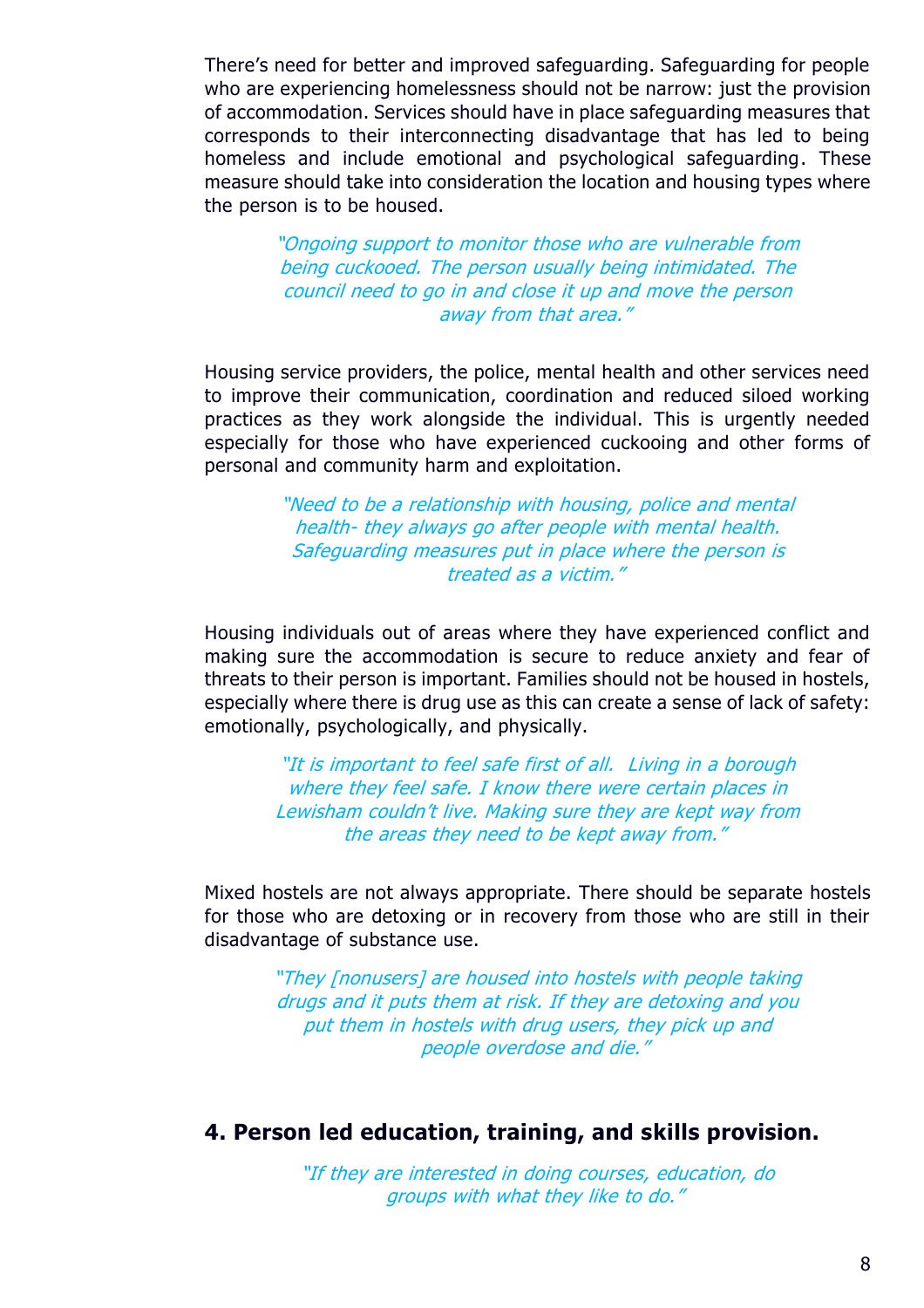There's need for better and improved safeguarding. Safeguarding for people who are experiencing homelessness should not be narrow: just the provision of accommodation. Services should have in place safeguarding measures that corresponds to their interconnecting disadvantage that has led to being homeless and include emotional and psychological safeguarding. These measure should take into consideration the location and housing types where the person is to be housed.

> *"Ongoing support to monitor those who are vulnerable from being cuckooed. The person usually being intimidated. The council need to go in and close it up and move the person away from that area."*

Housing service providers, the police, mental health and other services need to improve their communication, coordination and reduced siloed working practices as they work alongside the individual. This is urgently needed especially for those who have experienced cuckooing and other forms of personal and community harm and exploitation.

> *"Need to be a relationship with housing, police and mental health- they always go after people with mental health. Safeguarding measures put in place where the person is treated as a victim."*

Housing individuals out of areas where they have experienced conflict and making sure the accommodation is secure to reduce anxiety and fear of threats to their person is important. Families should not be housed in hostels, especially where there is drug use as this can create a sense of lack of safety: emotionally, psychologically, and physically.

> *"It is important to feel safe first of all. Living in a borough where they feel safe. I know there were certain places in Lewisham couldn't live. Making sure they are kept way from the areas they need to be kept away from."*

Mixed hostels are not always appropriate. There should be separate hostels for those who are detoxing or in recovery from those who are still in their disadvantage of substance use.

> *"They [nonusers] are housed into hostels with people taking drugs and it puts them at risk. If they are detoxing and you put them in hostels with drug users, they pick up and people overdose and die."*

## 4. Person led education, training, and skills provision.

> *"If they are interested in doing courses, education, do groups with what they like to do."*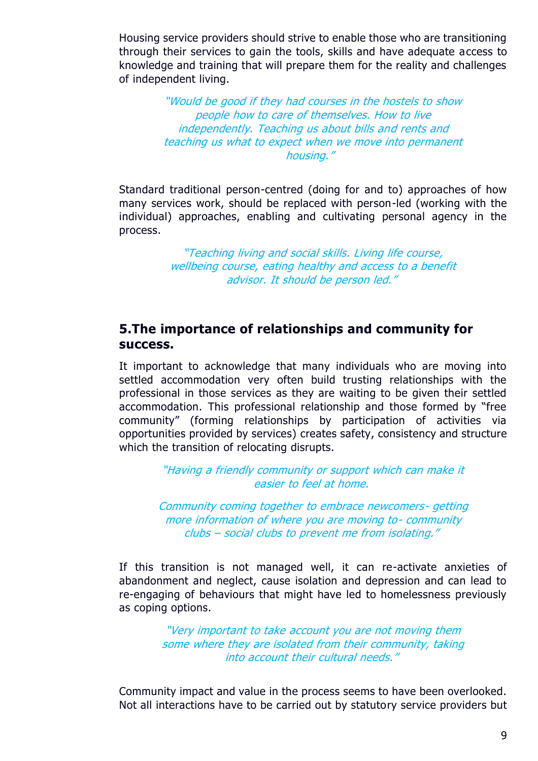Housing service providers should strive to enable those who are transitioning through their services to gain the tools, skills and have adequate access to knowledge and training that will prepare them for the reality and challenges of independent living.

> *"Would be good if they had courses in the hostels to show people how to care of themselves. How to live independently. Teaching us about bills and rents and teaching us what to expect when we move into permanent housing."*

Standard traditional person-centred (doing for and to) approaches of how many services work, should be replaced with person-led (working with the individual) approaches, enabling and cultivating personal agency in the process.

> *"Teaching living and social skills. Living life course, wellbeing course, eating healthy and access to a benefit advisor. It should be person led."*

## 5.The importance of relationships and community for success.

It important to acknowledge that many individuals who are moving into settled accommodation very often build trusting relationships with the professional in those services as they are waiting to be given their settled accommodation. This professional relationship and those formed by "free community" (forming relationships by participation of activities via opportunities provided by services) creates safety, consistency and structure which the transition of relocating disrupts.

> *"Having a friendly community or support which can make it easier to feel at home.*
>
> *Community coming together to embrace newcomers- getting more information of where you are moving to- community clubs – social clubs to prevent me from isolating."*

If this transition is not managed well, it can re-activate anxieties of abandonment and neglect, cause isolation and depression and can lead to re-engaging of behaviours that might have led to homelessness previously as coping options.

> *"Very important to take account you are not moving them some where they are isolated from their community, taking into account their cultural needs."*

Community impact and value in the process seems to have been overlooked. Not all interactions have to be carried out by statutory service providers but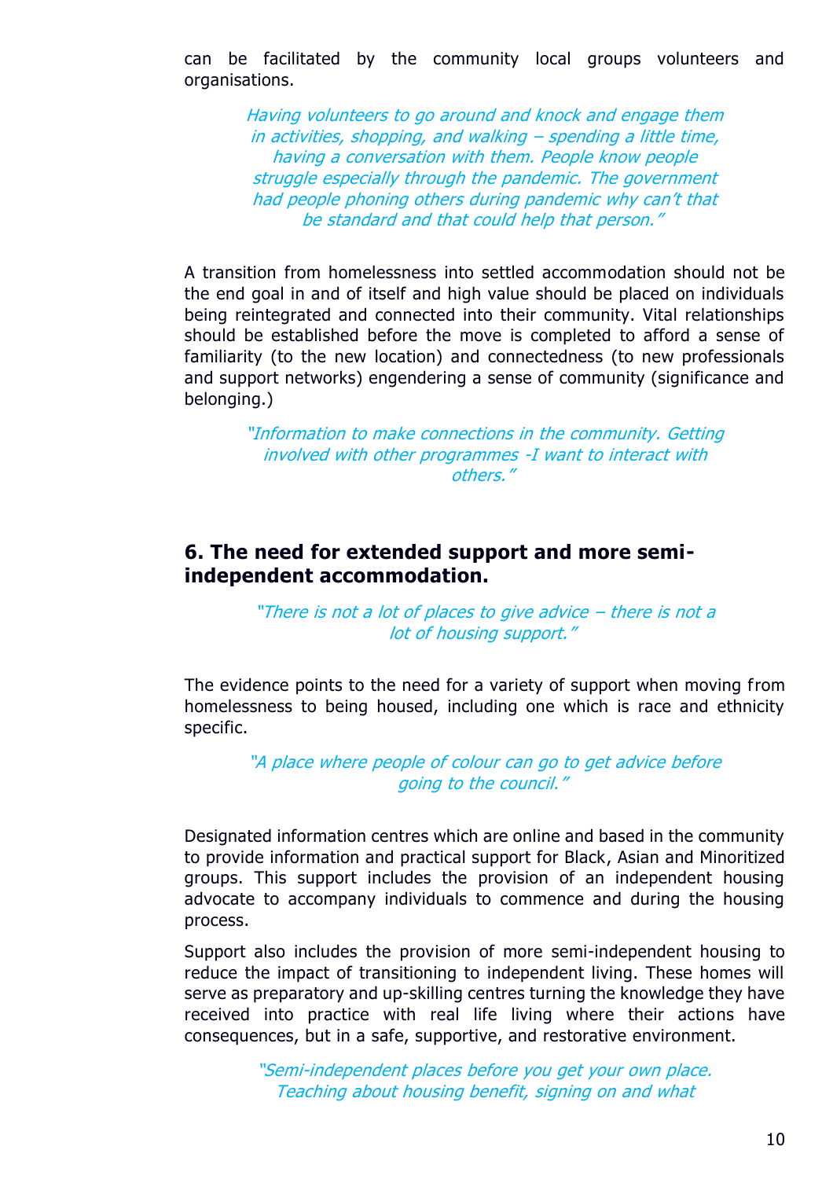can be facilitated by the community local groups volunteers and organisations.

> *Having volunteers to go around and knock and engage them in activities, shopping, and walking – spending a little time, having a conversation with them. People know people struggle especially through the pandemic. The government had people phoning others during pandemic why can't that be standard and that could help that person."*

A transition from homelessness into settled accommodation should not be the end goal in and of itself and high value should be placed on individuals being reintegrated and connected into their community. Vital relationships should be established before the move is completed to afford a sense of familiarity (to the new location) and connectedness (to new professionals and support networks) engendering a sense of community (significance and belonging.)

> *"Information to make connections in the community. Getting involved with other programmes -I want to interact with others."*

## 6. The need for extended support and more semi-independent accommodation.

> *"There is not a lot of places to give advice – there is not a lot of housing support."*

The evidence points to the need for a variety of support when moving from homelessness to being housed, including one which is race and ethnicity specific.

> *"A place where people of colour can go to get advice before going to the council."*

Designated information centres which are online and based in the community to provide information and practical support for Black, Asian and Minoritized groups. This support includes the provision of an independent housing advocate to accompany individuals to commence and during the housing process.

Support also includes the provision of more semi-independent housing to reduce the impact of transitioning to independent living. These homes will serve as preparatory and up-skilling centres turning the knowledge they have received into practice with real life living where their actions have consequences, but in a safe, supportive, and restorative environment.

> *"Semi-independent places before you get your own place. Teaching about housing benefit, signing on and what*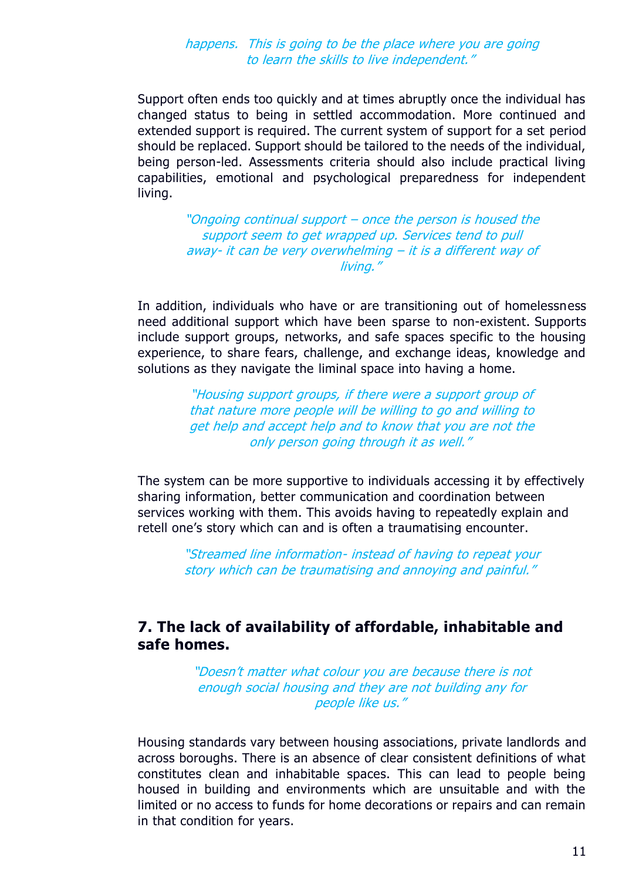*happens. This is going to be the place where you are going to learn the skills to live independent."*

Support often ends too quickly and at times abruptly once the individual has changed status to being in settled accommodation. More continued and extended support is required. The current system of support for a set period should be replaced. Support should be tailored to the needs of the individual, being person-led. Assessments criteria should also include practical living capabilities, emotional and psychological preparedness for independent living.

*"Ongoing continual support – once the person is housed the support seem to get wrapped up. Services tend to pull away- it can be very overwhelming – it is a different way of living."*

In addition, individuals who have or are transitioning out of homelessness need additional support which have been sparse to non-existent. Supports include support groups, networks, and safe spaces specific to the housing experience, to share fears, challenge, and exchange ideas, knowledge and solutions as they navigate the liminal space into having a home.

*"Housing support groups, if there were a support group of that nature more people will be willing to go and willing to get help and accept help and to know that you are not the only person going through it as well."*

The system can be more supportive to individuals accessing it by effectively sharing information, better communication and coordination between services working with them. This avoids having to repeatedly explain and retell one's story which can and is often a traumatising encounter.

*"Streamed line information- instead of having to repeat your story which can be traumatising and annoying and painful."*

## 7. The lack of availability of affordable, inhabitable and safe homes.

*"Doesn't matter what colour you are because there is not enough social housing and they are not building any for people like us."*

Housing standards vary between housing associations, private landlords and across boroughs. There is an absence of clear consistent definitions of what constitutes clean and inhabitable spaces. This can lead to people being housed in building and environments which are unsuitable and with the limited or no access to funds for home decorations or repairs and can remain in that condition for years.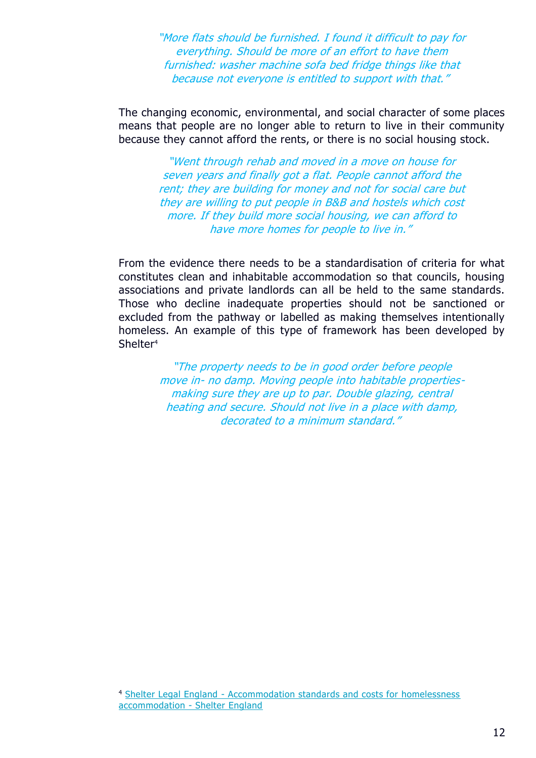*"More flats should be furnished. I found it difficult to pay for everything. Should be more of an effort to have them furnished: washer machine sofa bed fridge things like that because not everyone is entitled to support with that."*

The changing economic, environmental, and social character of some places means that people are no longer able to return to live in their community because they cannot afford the rents, or there is no social housing stock.

*"Went through rehab and moved in a move on house for seven years and finally got a flat. People cannot afford the rent; they are building for money and not for social care but they are willing to put people in B&B and hostels which cost more. If they build more social housing, we can afford to have more homes for people to live in."*

From the evidence there needs to be a standardisation of criteria for what constitutes clean and inhabitable accommodation so that councils, housing associations and private landlords can all be held to the same standards. Those who decline inadequate properties should not be sanctioned or excluded from the pathway or labelled as making themselves intentionally homeless. An example of this type of framework has been developed by Shelter[4]

*"The property needs to be in good order before people move in- no damp. Moving people into habitable properties- making sure they are up to par. Double glazing, central heating and secure. Should not live in a place with damp, decorated to a minimum standard."*

[4] Shelter Legal England - Accommodation standards and costs for homelessness accommodation - Shelter England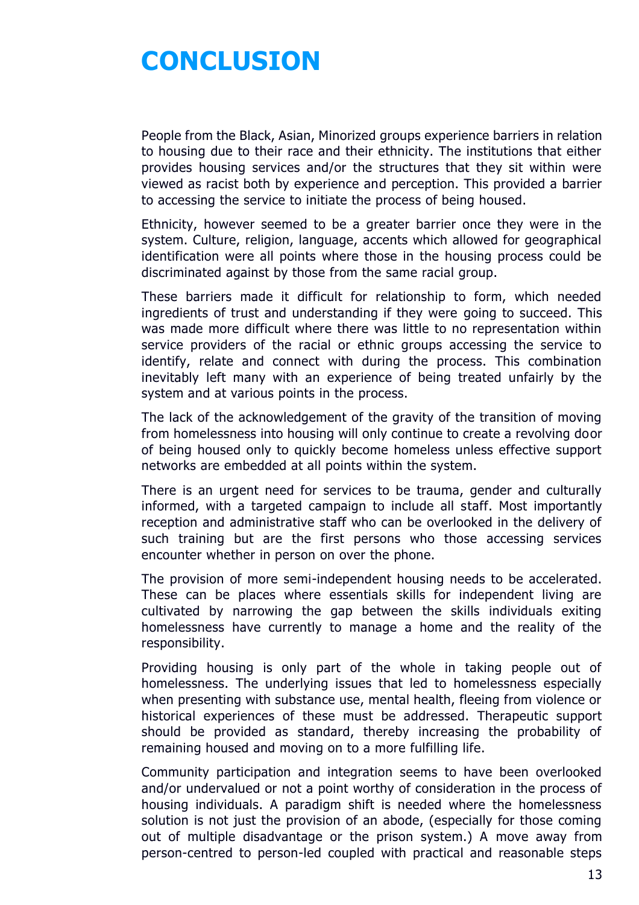# CONCLUSION

People from the Black, Asian, Minorized groups experience barriers in relation to housing due to their race and their ethnicity. The institutions that either provides housing services and/or the structures that they sit within were viewed as racist both by experience and perception. This provided a barrier to accessing the service to initiate the process of being housed.

Ethnicity, however seemed to be a greater barrier once they were in the system. Culture, religion, language, accents which allowed for geographical identification were all points where those in the housing process could be discriminated against by those from the same racial group.

These barriers made it difficult for relationship to form, which needed ingredients of trust and understanding if they were going to succeed. This was made more difficult where there was little to no representation within service providers of the racial or ethnic groups accessing the service to identify, relate and connect with during the process. This combination inevitably left many with an experience of being treated unfairly by the system and at various points in the process.

The lack of the acknowledgement of the gravity of the transition of moving from homelessness into housing will only continue to create a revolving door of being housed only to quickly become homeless unless effective support networks are embedded at all points within the system.

There is an urgent need for services to be trauma, gender and culturally informed, with a targeted campaign to include all staff. Most importantly reception and administrative staff who can be overlooked in the delivery of such training but are the first persons who those accessing services encounter whether in person on over the phone.

The provision of more semi-independent housing needs to be accelerated. These can be places where essentials skills for independent living are cultivated by narrowing the gap between the skills individuals exiting homelessness have currently to manage a home and the reality of the responsibility.

Providing housing is only part of the whole in taking people out of homelessness. The underlying issues that led to homelessness especially when presenting with substance use, mental health, fleeing from violence or historical experiences of these must be addressed. Therapeutic support should be provided as standard, thereby increasing the probability of remaining housed and moving on to a more fulfilling life.

Community participation and integration seems to have been overlooked and/or undervalued or not a point worthy of consideration in the process of housing individuals. A paradigm shift is needed where the homelessness solution is not just the provision of an abode, (especially for those coming out of multiple disadvantage or the prison system.) A move away from person-centred to person-led coupled with practical and reasonable steps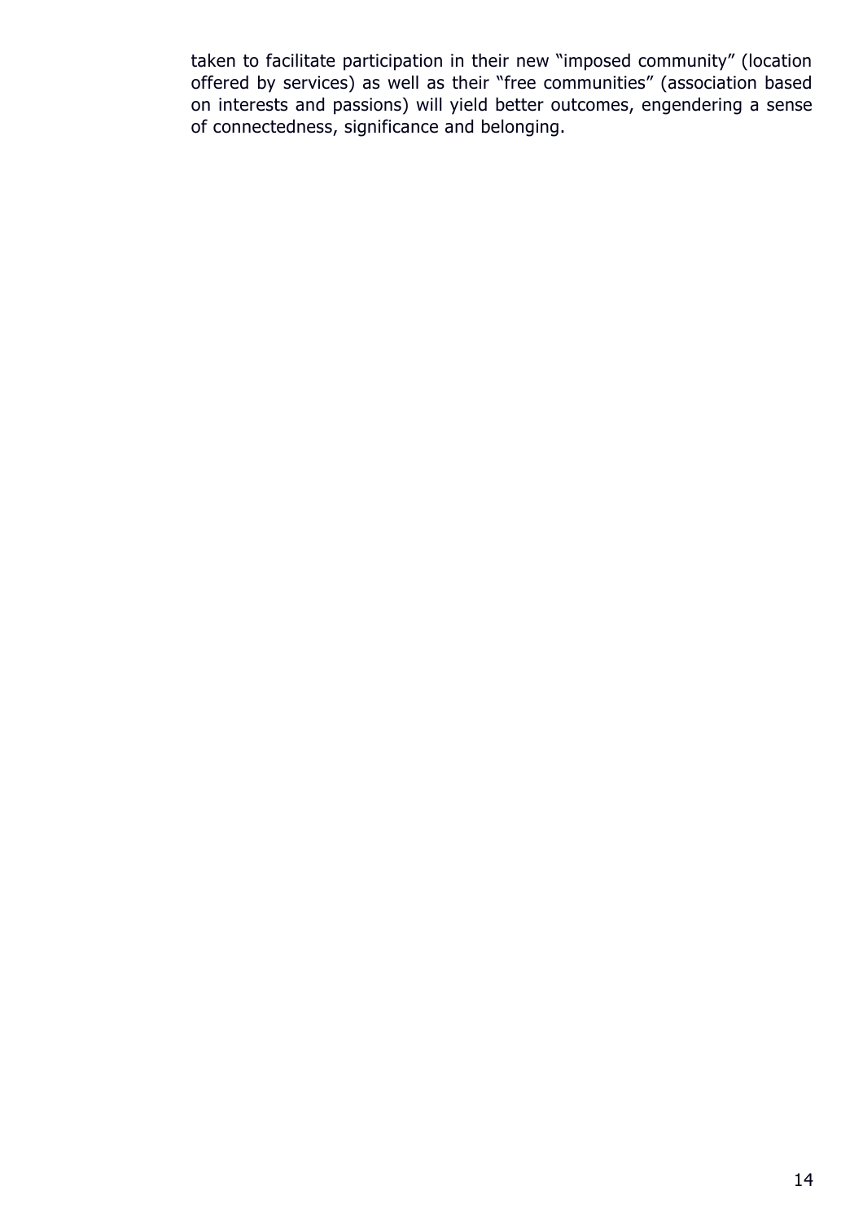taken to facilitate participation in their new "imposed community" (location offered by services) as well as their "free communities" (association based on interests and passions) will yield better outcomes, engendering a sense of connectedness, significance and belonging.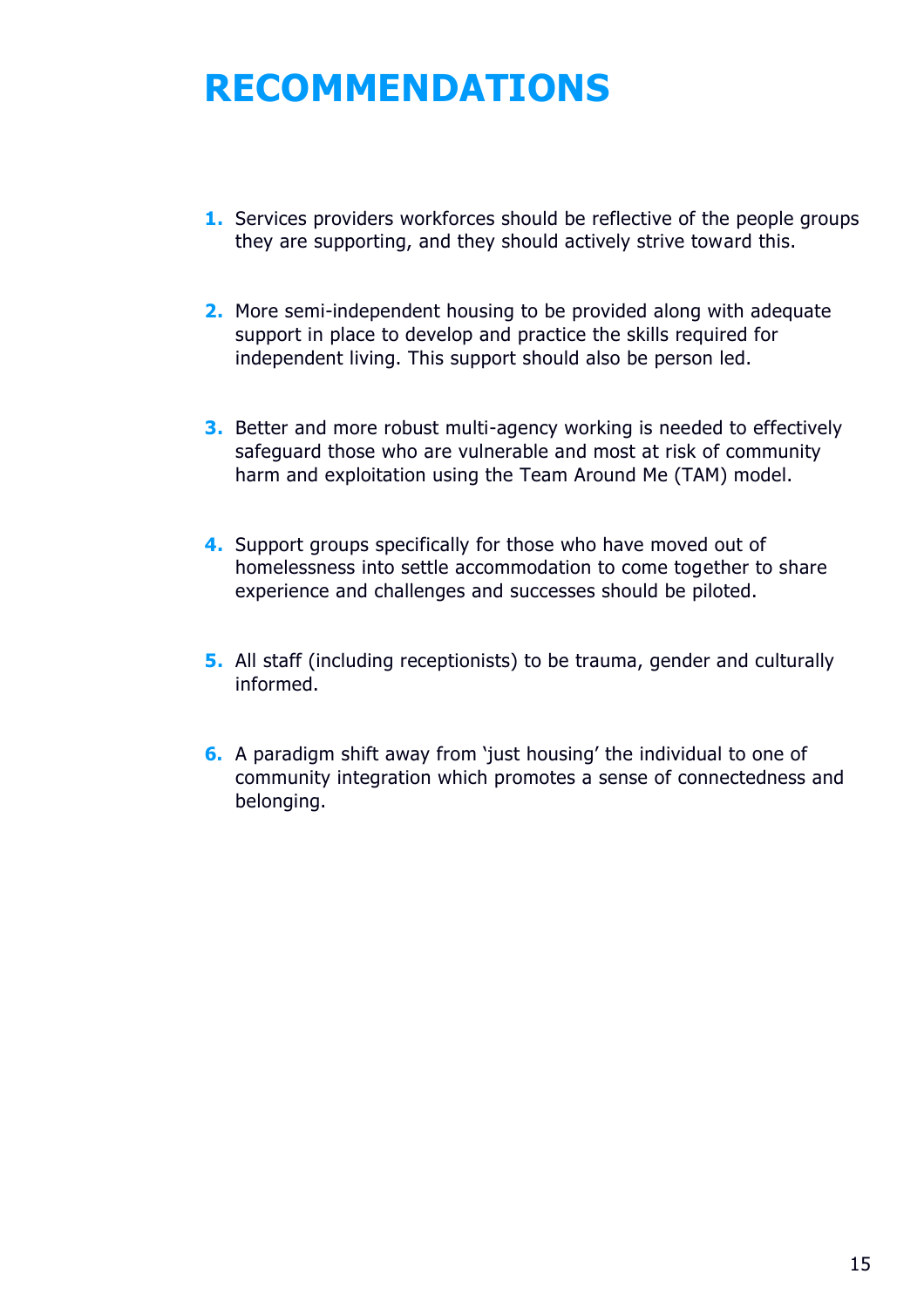# RECOMMENDATIONS

1. Services providers workforces should be reflective of the people groups they are supporting, and they should actively strive toward this.

2. More semi-independent housing to be provided along with adequate support in place to develop and practice the skills required for independent living. This support should also be person led.

3. Better and more robust multi-agency working is needed to effectively safeguard those who are vulnerable and most at risk of community harm and exploitation using the Team Around Me (TAM) model.

4. Support groups specifically for those who have moved out of homelessness into settle accommodation to come together to share experience and challenges and successes should be piloted.

5. All staff (including receptionists) to be trauma, gender and culturally informed.

6. A paradigm shift away from 'just housing' the individual to one of community integration which promotes a sense of connectedness and belonging.